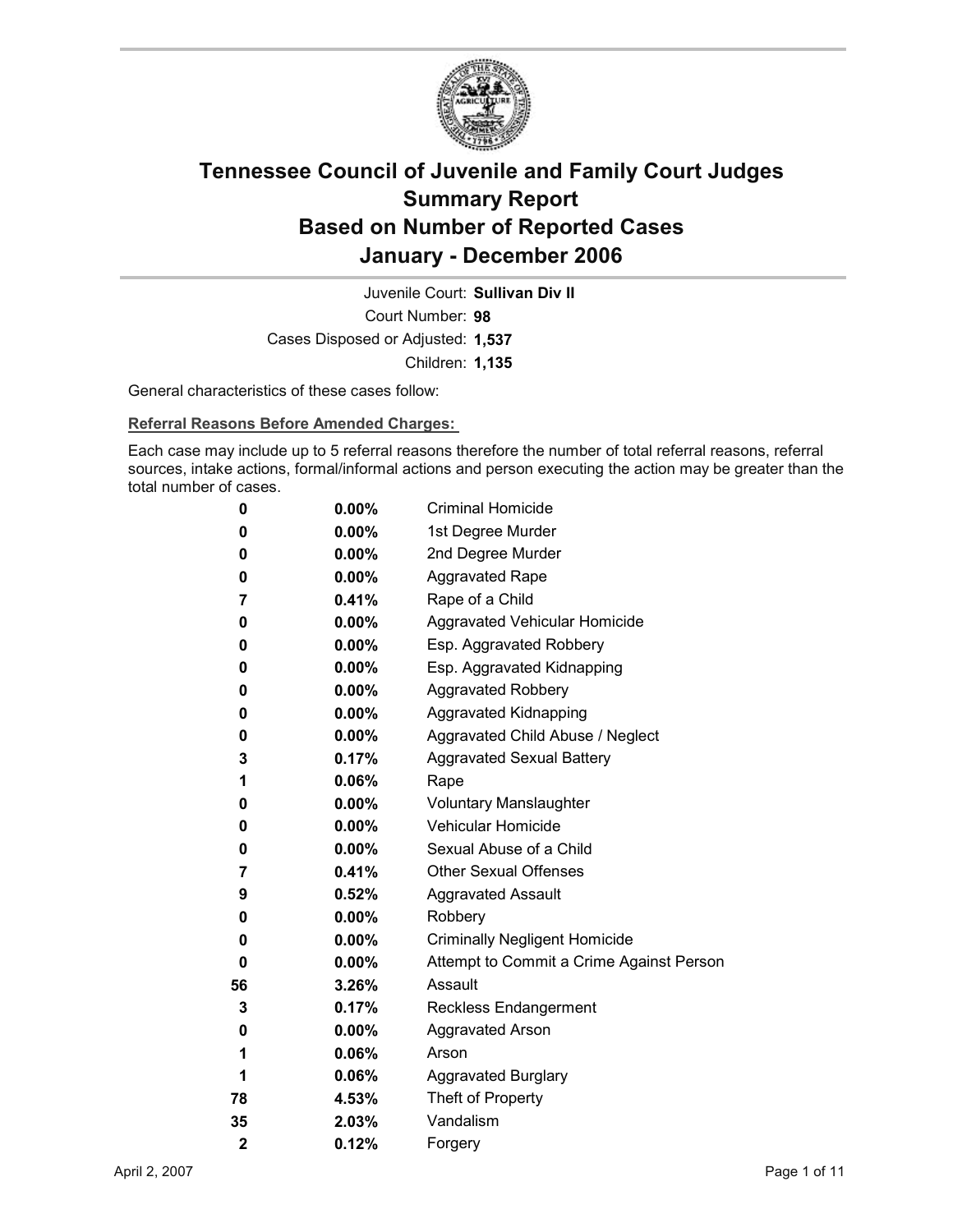# Tennessee Council of Juvenile and Family Court Judges
## Summary Report
## Based on Number of Reported Cases
## January - December 2006

Juvenile Court: **Sullivan Div II**
Court Number: **98**
Cases Disposed or Adjusted: **1,537**
Children: **1,135**

General characteristics of these cases follow:

**Referral Reasons Before Amended Charges:**

Each case may include up to 5 referral reasons therefore the number of total referral reasons, referral sources, intake actions, formal/informal actions and person executing the action may be greater than the total number of cases.

| Count | Percent | Referral Reason |
|---|---|---|
| 0 | 0.00% | Criminal Homicide |
| 0 | 0.00% | 1st Degree Murder |
| 0 | 0.00% | 2nd Degree Murder |
| 0 | 0.00% | Aggravated Rape |
| 7 | 0.41% | Rape of a Child |
| 0 | 0.00% | Aggravated Vehicular Homicide |
| 0 | 0.00% | Esp. Aggravated Robbery |
| 0 | 0.00% | Esp. Aggravated Kidnapping |
| 0 | 0.00% | Aggravated Robbery |
| 0 | 0.00% | Aggravated Kidnapping |
| 0 | 0.00% | Aggravated Child Abuse / Neglect |
| 3 | 0.17% | Aggravated Sexual Battery |
| 1 | 0.06% | Rape |
| 0 | 0.00% | Voluntary Manslaughter |
| 0 | 0.00% | Vehicular Homicide |
| 0 | 0.00% | Sexual Abuse of a Child |
| 7 | 0.41% | Other Sexual Offenses |
| 9 | 0.52% | Aggravated Assault |
| 0 | 0.00% | Robbery |
| 0 | 0.00% | Criminally Negligent Homicide |
| 0 | 0.00% | Attempt to Commit a Crime Against Person |
| 56 | 3.26% | Assault |
| 3 | 0.17% | Reckless Endangerment |
| 0 | 0.00% | Aggravated Arson |
| 1 | 0.06% | Arson |
| 1 | 0.06% | Aggravated Burglary |
| 78 | 4.53% | Theft of Property |
| 35 | 2.03% | Vandalism |
| 2 | 0.12% | Forgery |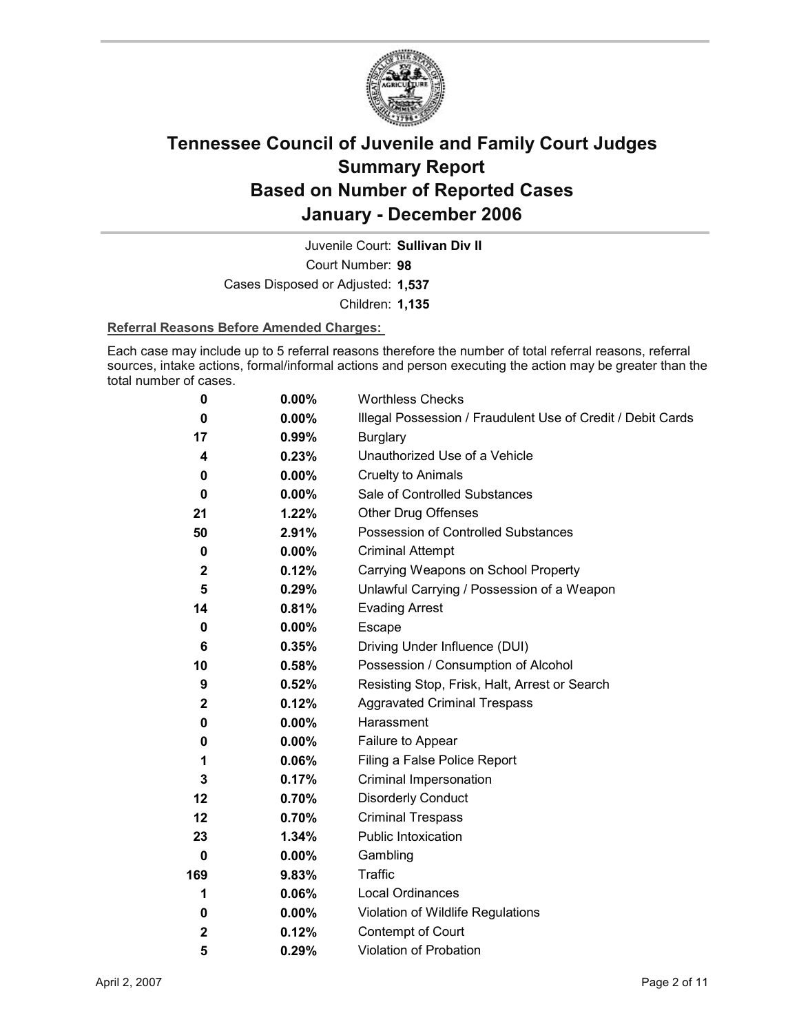# Tennessee Council of Juvenile and Family Court Judges
# Summary Report
# Based on Number of Reported Cases
# January - December 2006

Juvenile Court: **Sullivan Div II**

Court Number: **98**

Cases Disposed or Adjusted: **1,537**

Children: **1,135**

**Referral Reasons Before Amended Charges:**

Each case may include up to 5 referral reasons therefore the number of total referral reasons, referral sources, intake actions, formal/informal actions and person executing the action may be greater than the total number of cases.

| Count | Percent | Referral Reason |
|---|---|---|
| 0 | 0.00% | Worthless Checks |
| 0 | 0.00% | Illegal Possession / Fraudulent Use of Credit / Debit Cards |
| 17 | 0.99% | Burglary |
| 4 | 0.23% | Unauthorized Use of a Vehicle |
| 0 | 0.00% | Cruelty to Animals |
| 0 | 0.00% | Sale of Controlled Substances |
| 21 | 1.22% | Other Drug Offenses |
| 50 | 2.91% | Possession of Controlled Substances |
| 0 | 0.00% | Criminal Attempt |
| 2 | 0.12% | Carrying Weapons on School Property |
| 5 | 0.29% | Unlawful Carrying / Possession of a Weapon |
| 14 | 0.81% | Evading Arrest |
| 0 | 0.00% | Escape |
| 6 | 0.35% | Driving Under Influence (DUI) |
| 10 | 0.58% | Possession / Consumption of Alcohol |
| 9 | 0.52% | Resisting Stop, Frisk, Halt, Arrest or Search |
| 2 | 0.12% | Aggravated Criminal Trespass |
| 0 | 0.00% | Harassment |
| 0 | 0.00% | Failure to Appear |
| 1 | 0.06% | Filing a False Police Report |
| 3 | 0.17% | Criminal Impersonation |
| 12 | 0.70% | Disorderly Conduct |
| 12 | 0.70% | Criminal Trespass |
| 23 | 1.34% | Public Intoxication |
| 0 | 0.00% | Gambling |
| 169 | 9.83% | Traffic |
| 1 | 0.06% | Local Ordinances |
| 0 | 0.00% | Violation of Wildlife Regulations |
| 2 | 0.12% | Contempt of Court |
| 5 | 0.29% | Violation of Probation |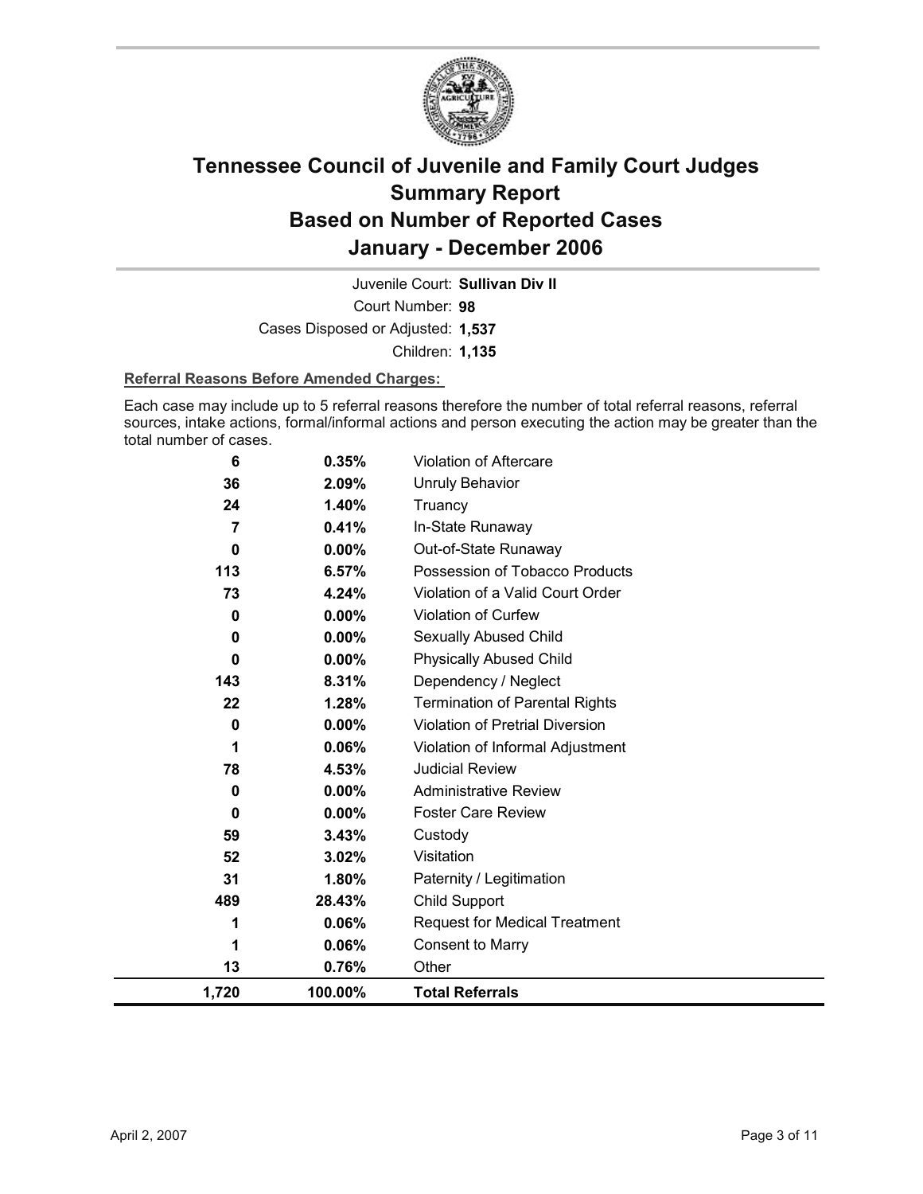# Tennessee Council of Juvenile and Family Court Judges Summary Report Based on Number of Reported Cases January - December 2006

Juvenile Court: **Sullivan Div II**

Court Number: **98**

Cases Disposed or Adjusted: **1,537**

Children: **1,135**

**Referral Reasons Before Amended Charges:**

Each case may include up to 5 referral reasons therefore the number of total referral reasons, referral sources, intake actions, formal/informal actions and person executing the action may be greater than the total number of cases.

| Count | Percent | Referral Reason |
|---|---|---|
| 6 | 0.35% | Violation of Aftercare |
| 36 | 2.09% | Unruly Behavior |
| 24 | 1.40% | Truancy |
| 7 | 0.41% | In-State Runaway |
| 0 | 0.00% | Out-of-State Runaway |
| 113 | 6.57% | Possession of Tobacco Products |
| 73 | 4.24% | Violation of a Valid Court Order |
| 0 | 0.00% | Violation of Curfew |
| 0 | 0.00% | Sexually Abused Child |
| 0 | 0.00% | Physically Abused Child |
| 143 | 8.31% | Dependency / Neglect |
| 22 | 1.28% | Termination of Parental Rights |
| 0 | 0.00% | Violation of Pretrial Diversion |
| 1 | 0.06% | Violation of Informal Adjustment |
| 78 | 4.53% | Judicial Review |
| 0 | 0.00% | Administrative Review |
| 0 | 0.00% | Foster Care Review |
| 59 | 3.43% | Custody |
| 52 | 3.02% | Visitation |
| 31 | 1.80% | Paternity / Legitimation |
| 489 | 28.43% | Child Support |
| 1 | 0.06% | Request for Medical Treatment |
| 1 | 0.06% | Consent to Marry |
| 13 | 0.76% | Other |
| **1,720** | **100.00%** | **Total Referrals** |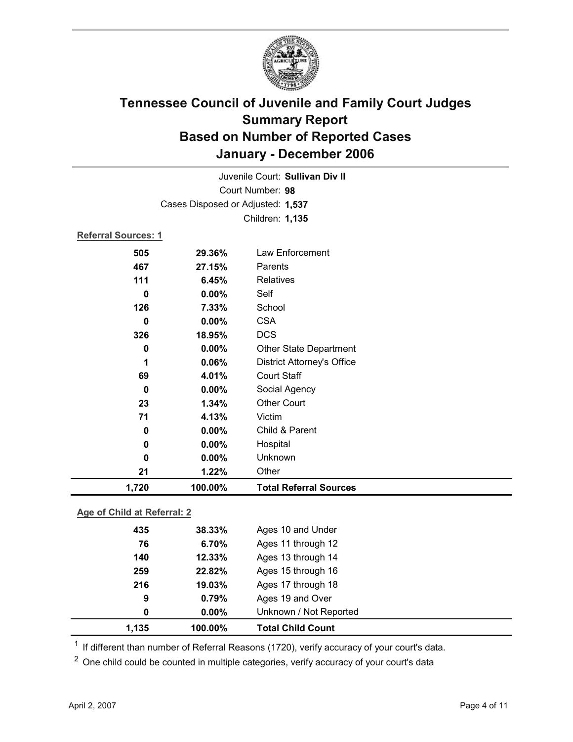# Tennessee Council of Juvenile and Family Court Judges
# Summary Report
# Based on Number of Reported Cases
# January - December 2006

Juvenile Court: **Sullivan Div II**

Court Number: **98**

Cases Disposed or Adjusted: **1,537**

Children: **1,135**

**Referral Sources: 1**

| Count | Percent | Source |
|---|---|---|
| 505 | 29.36% | Law Enforcement |
| 467 | 27.15% | Parents |
| 111 | 6.45% | Relatives |
| 0 | 0.00% | Self |
| 126 | 7.33% | School |
| 0 | 0.00% | CSA |
| 326 | 18.95% | DCS |
| 0 | 0.00% | Other State Department |
| 1 | 0.06% | District Attorney's Office |
| 69 | 4.01% | Court Staff |
| 0 | 0.00% | Social Agency |
| 23 | 1.34% | Other Court |
| 71 | 4.13% | Victim |
| 0 | 0.00% | Child & Parent |
| 0 | 0.00% | Hospital |
| 0 | 0.00% | Unknown |
| 21 | 1.22% | Other |
| **1,720** | **100.00%** | **Total Referral Sources** |

**Age of Child at Referral: 2**

| Count | Percent | Age |
|---|---|---|
| 435 | 38.33% | Ages 10 and Under |
| 76 | 6.70% | Ages 11 through 12 |
| 140 | 12.33% | Ages 13 through 14 |
| 259 | 22.82% | Ages 15 through 16 |
| 216 | 19.03% | Ages 17 through 18 |
| 9 | 0.79% | Ages 19 and Over |
| 0 | 0.00% | Unknown / Not Reported |
| **1,135** | **100.00%** | **Total Child Count** |

[1] If different than number of Referral Reasons (1720), verify accuracy of your court's data.

[2] One child could be counted in multiple categories, verify accuracy of your court's data

April 2, 2007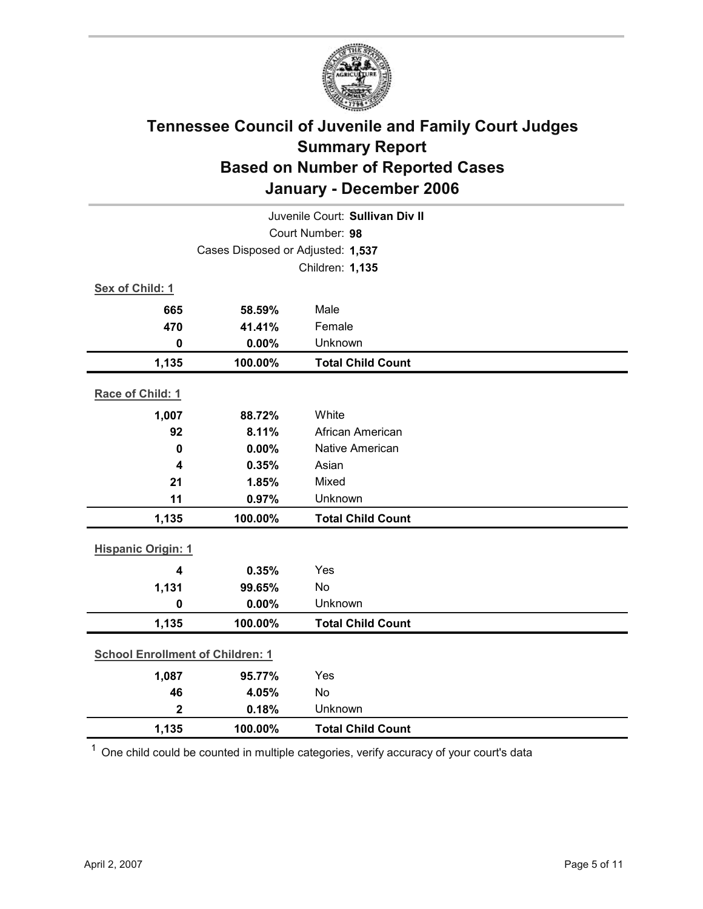# Tennessee Council of Juvenile and Family Court Judges
# Summary Report
# Based on Number of Reported Cases
# January - December 2006

Juvenile Court: **Sullivan Div II**
Court Number: **98**
Cases Disposed or Adjusted: **1,537**
Children: **1,135**

**Sex of Child: 1**

| Count | Percent | Category |
|---|---|---|
| 665 | 58.59% | Male |
| 470 | 41.41% | Female |
| 0 | 0.00% | Unknown |
| **1,135** | **100.00%** | **Total Child Count** |

**Race of Child: 1**

| Count | Percent | Category |
|---|---|---|
| 1,007 | 88.72% | White |
| 92 | 8.11% | African American |
| 0 | 0.00% | Native American |
| 4 | 0.35% | Asian |
| 21 | 1.85% | Mixed |
| 11 | 0.97% | Unknown |
| **1,135** | **100.00%** | **Total Child Count** |

**Hispanic Origin: 1**

| Count | Percent | Category |
|---|---|---|
| 4 | 0.35% | Yes |
| 1,131 | 99.65% | No |
| 0 | 0.00% | Unknown |
| **1,135** | **100.00%** | **Total Child Count** |

**School Enrollment of Children: 1**

| Count | Percent | Category |
|---|---|---|
| 1,087 | 95.77% | Yes |
| 46 | 4.05% | No |
| 2 | 0.18% | Unknown |
| **1,135** | **100.00%** | **Total Child Count** |

[1] One child could be counted in multiple categories, verify accuracy of your court's data

April 2, 2007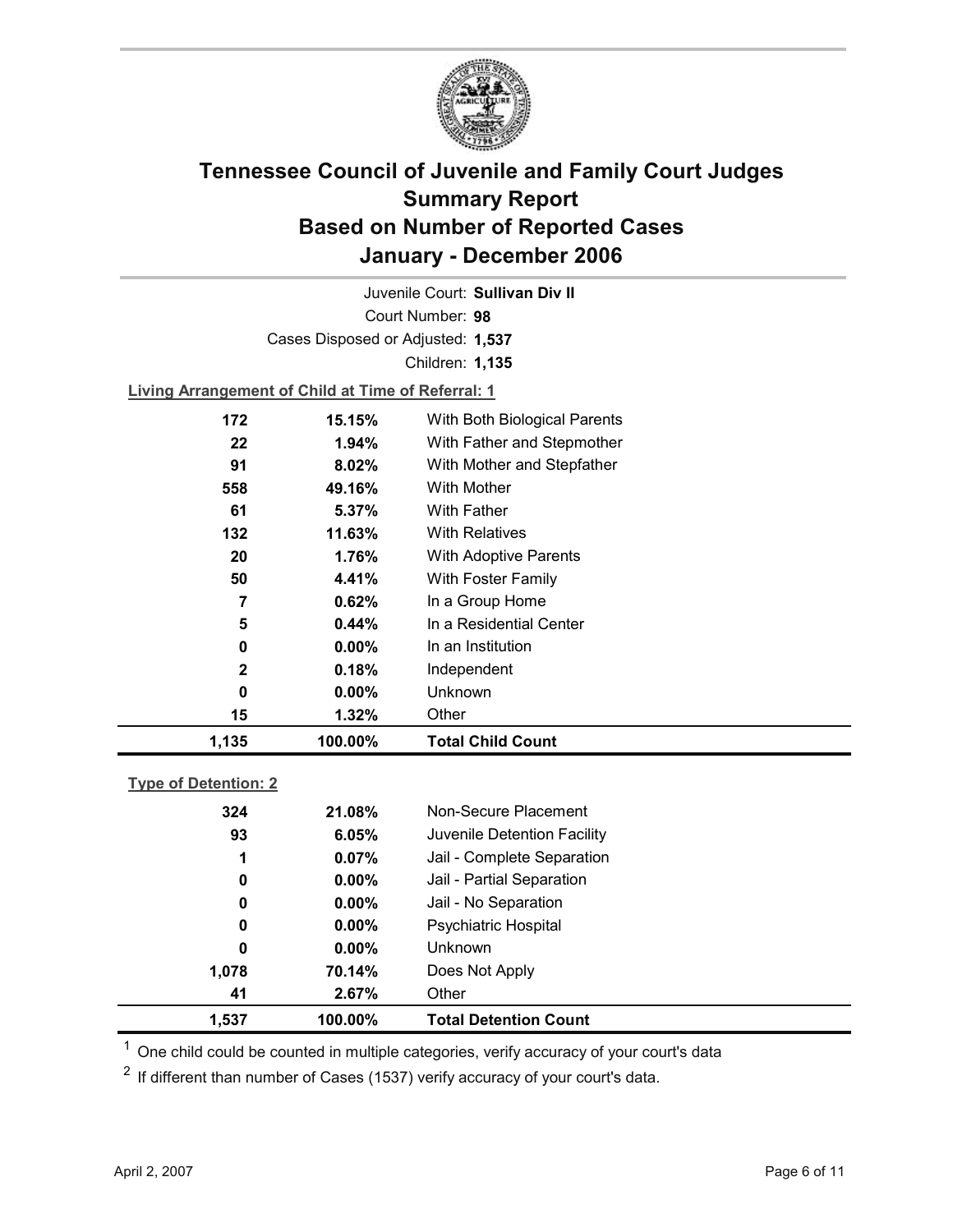# Tennessee Council of Juvenile and Family Court Judges
## Summary Report
## Based on Number of Reported Cases
## January - December 2006

Juvenile Court: **Sullivan Div II**

Court Number: **98**

Cases Disposed or Adjusted: **1,537**

Children: **1,135**

**Living Arrangement of Child at Time of Referral: 1**

| Count | Percent | Category |
|---|---|---|
| 172 | 15.15% | With Both Biological Parents |
| 22 | 1.94% | With Father and Stepmother |
| 91 | 8.02% | With Mother and Stepfather |
| 558 | 49.16% | With Mother |
| 61 | 5.37% | With Father |
| 132 | 11.63% | With Relatives |
| 20 | 1.76% | With Adoptive Parents |
| 50 | 4.41% | With Foster Family |
| 7 | 0.62% | In a Group Home |
| 5 | 0.44% | In a Residential Center |
| 0 | 0.00% | In an Institution |
| 2 | 0.18% | Independent |
| 0 | 0.00% | Unknown |
| 15 | 1.32% | Other |
| **1,135** | **100.00%** | **Total Child Count** |

**Type of Detention: 2**

| Count | Percent | Category |
|---|---|---|
| 324 | 21.08% | Non-Secure Placement |
| 93 | 6.05% | Juvenile Detention Facility |
| 1 | 0.07% | Jail - Complete Separation |
| 0 | 0.00% | Jail - Partial Separation |
| 0 | 0.00% | Jail - No Separation |
| 0 | 0.00% | Psychiatric Hospital |
| 0 | 0.00% | Unknown |
| 1,078 | 70.14% | Does Not Apply |
| 41 | 2.67% | Other |
| **1,537** | **100.00%** | **Total Detention Count** |

[1] One child could be counted in multiple categories, verify accuracy of your court's data

[2] If different than number of Cases (1537) verify accuracy of your court's data.

April 2, 2007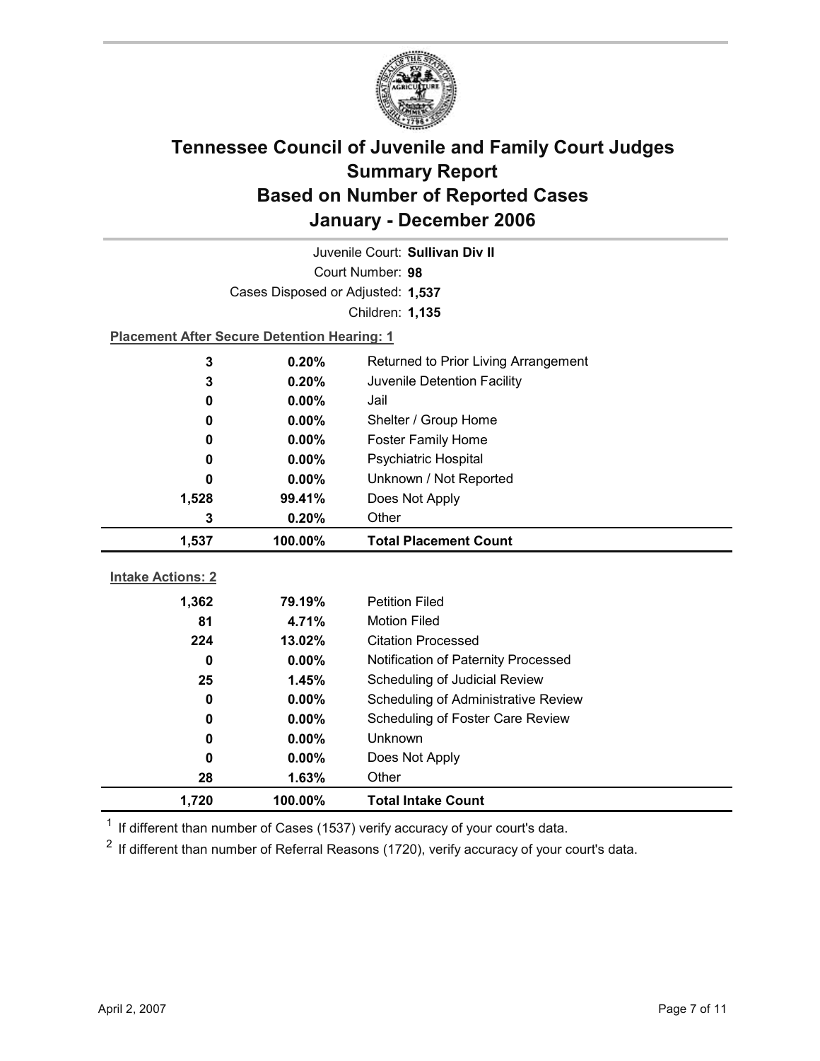# Tennessee Council of Juvenile and Family Court Judges Summary Report Based on Number of Reported Cases January - December 2006

Juvenile Court: **Sullivan Div II**

Court Number: **98**

Cases Disposed or Adjusted: **1,537**

Children: **1,135**

**Placement After Secure Detention Hearing: 1**

| | | |
|---|---|---|
| 3 | 0.20% | Returned to Prior Living Arrangement |
| 3 | 0.20% | Juvenile Detention Facility |
| 0 | 0.00% | Jail |
| 0 | 0.00% | Shelter / Group Home |
| 0 | 0.00% | Foster Family Home |
| 0 | 0.00% | Psychiatric Hospital |
| 0 | 0.00% | Unknown / Not Reported |
| 1,528 | 99.41% | Does Not Apply |
| 3 | 0.20% | Other |
| **1,537** | **100.00%** | **Total Placement Count** |

**Intake Actions: 2**

| | | |
|---|---|---|
| 1,362 | 79.19% | Petition Filed |
| 81 | 4.71% | Motion Filed |
| 224 | 13.02% | Citation Processed |
| 0 | 0.00% | Notification of Paternity Processed |
| 25 | 1.45% | Scheduling of Judicial Review |
| 0 | 0.00% | Scheduling of Administrative Review |
| 0 | 0.00% | Scheduling of Foster Care Review |
| 0 | 0.00% | Unknown |
| 0 | 0.00% | Does Not Apply |
| 28 | 1.63% | Other |
| **1,720** | **100.00%** | **Total Intake Count** |

[1] If different than number of Cases (1537) verify accuracy of your court's data.

[2] If different than number of Referral Reasons (1720), verify accuracy of your court's data.

April 2, 2007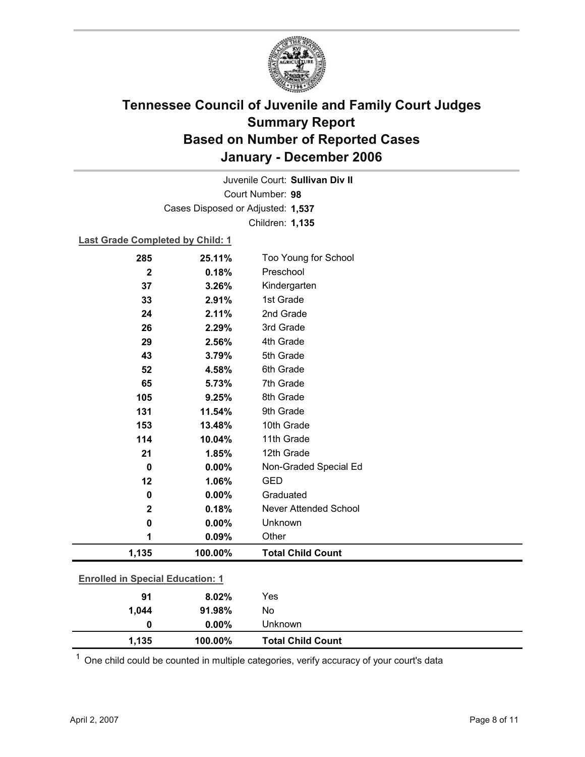# Tennessee Council of Juvenile and Family Court Judges
# Summary Report
# Based on Number of Reported Cases
# January - December 2006

Juvenile Court: **Sullivan Div II**

Court Number: **98**

Cases Disposed or Adjusted: **1,537**

Children: **1,135**

**Last Grade Completed by Child: 1**

| Count | Percent | Category |
|---|---|---|
| 285 | 25.11% | Too Young for School |
| 2 | 0.18% | Preschool |
| 37 | 3.26% | Kindergarten |
| 33 | 2.91% | 1st Grade |
| 24 | 2.11% | 2nd Grade |
| 26 | 2.29% | 3rd Grade |
| 29 | 2.56% | 4th Grade |
| 43 | 3.79% | 5th Grade |
| 52 | 4.58% | 6th Grade |
| 65 | 5.73% | 7th Grade |
| 105 | 9.25% | 8th Grade |
| 131 | 11.54% | 9th Grade |
| 153 | 13.48% | 10th Grade |
| 114 | 10.04% | 11th Grade |
| 21 | 1.85% | 12th Grade |
| 0 | 0.00% | Non-Graded Special Ed |
| 12 | 1.06% | GED |
| 0 | 0.00% | Graduated |
| 2 | 0.18% | Never Attended School |
| 0 | 0.00% | Unknown |
| 1 | 0.09% | Other |
| **1,135** | **100.00%** | **Total Child Count** |

**Enrolled in Special Education: 1**

| Count | Percent | Category |
|---|---|---|
| 91 | 8.02% | Yes |
| 1,044 | 91.98% | No |
| 0 | 0.00% | Unknown |
| **1,135** | **100.00%** | **Total Child Count** |

[1] One child could be counted in multiple categories, verify accuracy of your court's data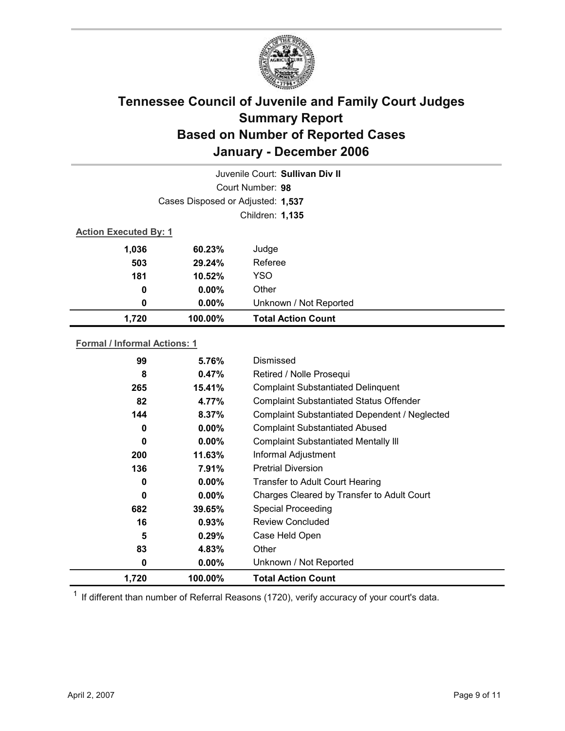# Tennessee Council of Juvenile and Family Court Judges
# Summary Report
# Based on Number of Reported Cases
# January - December 2006

Juvenile Court: **Sullivan Div II**

Court Number: **98**

Cases Disposed or Adjusted: **1,537**

Children: **1,135**

**Action Executed By: 1**

| | | |
|---|---|---|
| 1,036 | 60.23% | Judge |
| 503 | 29.24% | Referee |
| 181 | 10.52% | YSO |
| 0 | 0.00% | Other |
| 0 | 0.00% | Unknown / Not Reported |
| **1,720** | **100.00%** | **Total Action Count** |

**Formal / Informal Actions: 1**

| | | |
|---|---|---|
| 99 | 5.76% | Dismissed |
| 8 | 0.47% | Retired / Nolle Prosequi |
| 265 | 15.41% | Complaint Substantiated Delinquent |
| 82 | 4.77% | Complaint Substantiated Status Offender |
| 144 | 8.37% | Complaint Substantiated Dependent / Neglected |
| 0 | 0.00% | Complaint Substantiated Abused |
| 0 | 0.00% | Complaint Substantiated Mentally Ill |
| 200 | 11.63% | Informal Adjustment |
| 136 | 7.91% | Pretrial Diversion |
| 0 | 0.00% | Transfer to Adult Court Hearing |
| 0 | 0.00% | Charges Cleared by Transfer to Adult Court |
| 682 | 39.65% | Special Proceeding |
| 16 | 0.93% | Review Concluded |
| 5 | 0.29% | Case Held Open |
| 83 | 4.83% | Other |
| 0 | 0.00% | Unknown / Not Reported |
| **1,720** | **100.00%** | **Total Action Count** |

[1] If different than number of Referral Reasons (1720), verify accuracy of your court's data.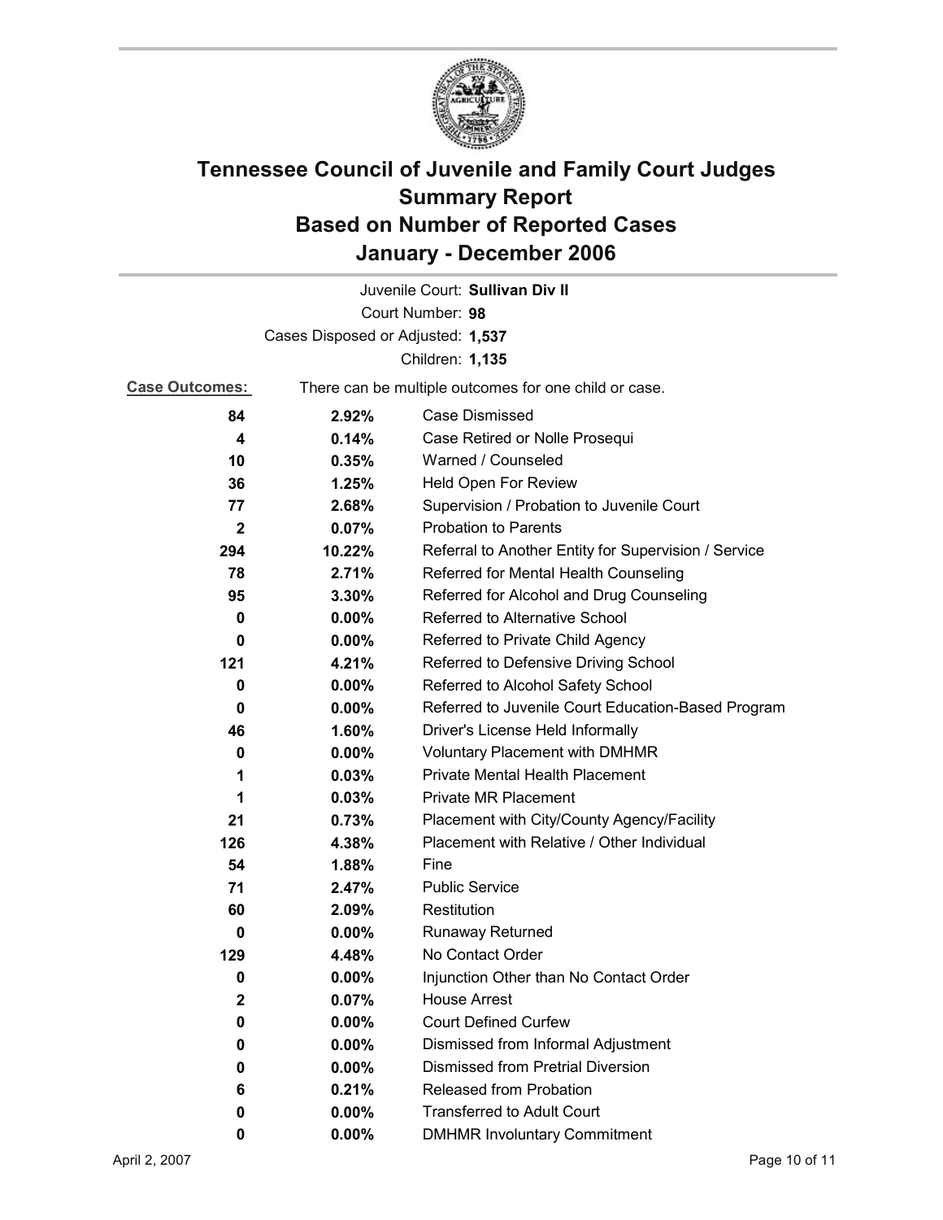# Tennessee Council of Juvenile and Family Court Judges
# Summary Report
# Based on Number of Reported Cases
# January - December 2006

Juvenile Court: **Sullivan Div II**

Court Number: **98**

Cases Disposed or Adjusted: **1,537**

Children: **1,135**

**Case Outcomes:** There can be multiple outcomes for one child or case.

| | | |
|---|---|---|
| **84** | **2.92%** | Case Dismissed |
| **4** | **0.14%** | Case Retired or Nolle Prosequi |
| **10** | **0.35%** | Warned / Counseled |
| **36** | **1.25%** | Held Open For Review |
| **77** | **2.68%** | Supervision / Probation to Juvenile Court |
| **2** | **0.07%** | Probation to Parents |
| **294** | **10.22%** | Referral to Another Entity for Supervision / Service |
| **78** | **2.71%** | Referred for Mental Health Counseling |
| **95** | **3.30%** | Referred for Alcohol and Drug Counseling |
| **0** | **0.00%** | Referred to Alternative School |
| **0** | **0.00%** | Referred to Private Child Agency |
| **121** | **4.21%** | Referred to Defensive Driving School |
| **0** | **0.00%** | Referred to Alcohol Safety School |
| **0** | **0.00%** | Referred to Juvenile Court Education-Based Program |
| **46** | **1.60%** | Driver's License Held Informally |
| **0** | **0.00%** | Voluntary Placement with DMHMR |
| **1** | **0.03%** | Private Mental Health Placement |
| **1** | **0.03%** | Private MR Placement |
| **21** | **0.73%** | Placement with City/County Agency/Facility |
| **126** | **4.38%** | Placement with Relative / Other Individual |
| **54** | **1.88%** | Fine |
| **71** | **2.47%** | Public Service |
| **60** | **2.09%** | Restitution |
| **0** | **0.00%** | Runaway Returned |
| **129** | **4.48%** | No Contact Order |
| **0** | **0.00%** | Injunction Other than No Contact Order |
| **2** | **0.07%** | House Arrest |
| **0** | **0.00%** | Court Defined Curfew |
| **0** | **0.00%** | Dismissed from Informal Adjustment |
| **0** | **0.00%** | Dismissed from Pretrial Diversion |
| **6** | **0.21%** | Released from Probation |
| **0** | **0.00%** | Transferred to Adult Court |
| **0** | **0.00%** | DMHMR Involuntary Commitment |

April 2, 2007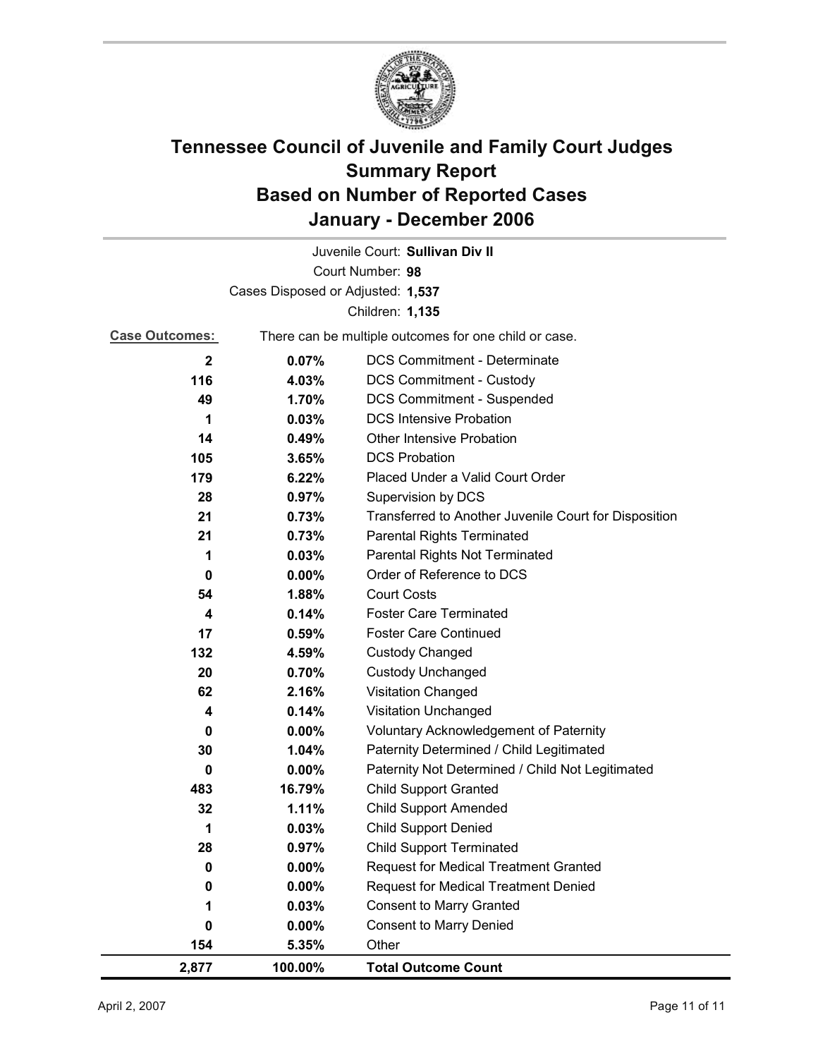# Tennessee Council of Juvenile and Family Court Judges
# Summary Report
# Based on Number of Reported Cases
# January - December 2006

Juvenile Court: **Sullivan Div II**

Court Number: **98**

Cases Disposed or Adjusted: **1,537**

Children: **1,135**

**Case Outcomes:** There can be multiple outcomes for one child or case.

| | | |
|---|---|---|
| **2** | **0.07%** | DCS Commitment - Determinate |
| **116** | **4.03%** | DCS Commitment - Custody |
| **49** | **1.70%** | DCS Commitment - Suspended |
| **1** | **0.03%** | DCS Intensive Probation |
| **14** | **0.49%** | Other Intensive Probation |
| **105** | **3.65%** | DCS Probation |
| **179** | **6.22%** | Placed Under a Valid Court Order |
| **28** | **0.97%** | Supervision by DCS |
| **21** | **0.73%** | Transferred to Another Juvenile Court for Disposition |
| **21** | **0.73%** | Parental Rights Terminated |
| **1** | **0.03%** | Parental Rights Not Terminated |
| **0** | **0.00%** | Order of Reference to DCS |
| **54** | **1.88%** | Court Costs |
| **4** | **0.14%** | Foster Care Terminated |
| **17** | **0.59%** | Foster Care Continued |
| **132** | **4.59%** | Custody Changed |
| **20** | **0.70%** | Custody Unchanged |
| **62** | **2.16%** | Visitation Changed |
| **4** | **0.14%** | Visitation Unchanged |
| **0** | **0.00%** | Voluntary Acknowledgement of Paternity |
| **30** | **1.04%** | Paternity Determined / Child Legitimated |
| **0** | **0.00%** | Paternity Not Determined / Child Not Legitimated |
| **483** | **16.79%** | Child Support Granted |
| **32** | **1.11%** | Child Support Amended |
| **1** | **0.03%** | Child Support Denied |
| **28** | **0.97%** | Child Support Terminated |
| **0** | **0.00%** | Request for Medical Treatment Granted |
| **0** | **0.00%** | Request for Medical Treatment Denied |
| **1** | **0.03%** | Consent to Marry Granted |
| **0** | **0.00%** | Consent to Marry Denied |
| **154** | **5.35%** | Other |
| **2,877** | **100.00%** | **Total Outcome Count** |

April 2, 2007